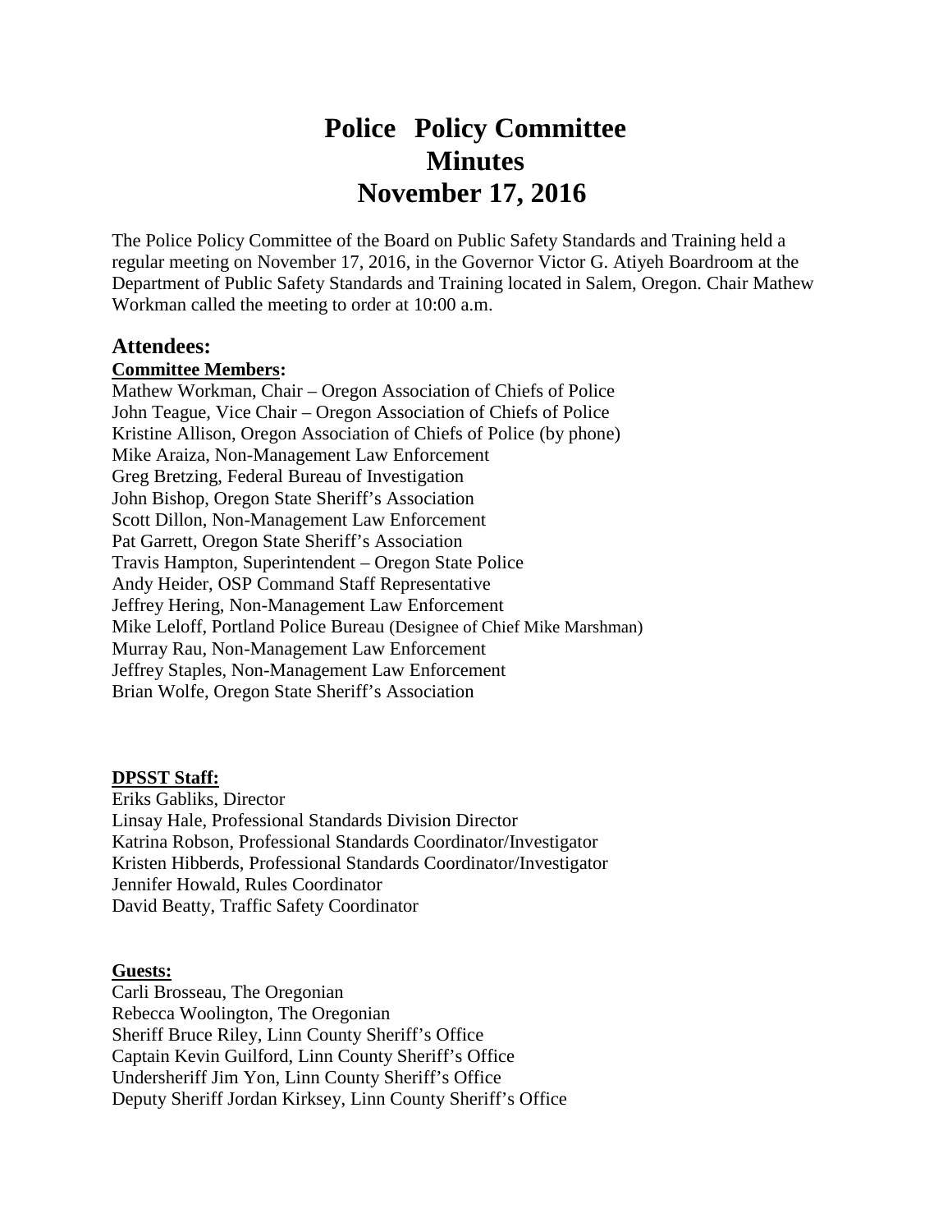# Police Policy Committee
# Minutes
# November 17, 2016

The Police Policy Committee of the Board on Public Safety Standards and Training held a regular meeting on November 17, 2016, in the Governor Victor G. Atiyeh Boardroom at the Department of Public Safety Standards and Training located in Salem, Oregon. Chair Mathew Workman called the meeting to order at 10:00 a.m.

## Attendees:

**Committee Members:**

Mathew Workman, Chair – Oregon Association of Chiefs of Police
John Teague, Vice Chair – Oregon Association of Chiefs of Police
Kristine Allison, Oregon Association of Chiefs of Police (by phone)
Mike Araiza, Non-Management Law Enforcement
Greg Bretzing, Federal Bureau of Investigation
John Bishop, Oregon State Sheriff's Association
Scott Dillon, Non-Management Law Enforcement
Pat Garrett, Oregon State Sheriff's Association
Travis Hampton, Superintendent – Oregon State Police
Andy Heider, OSP Command Staff Representative
Jeffrey Hering, Non-Management Law Enforcement
Mike Leloff, Portland Police Bureau (Designee of Chief Mike Marshman)
Murray Rau, Non-Management Law Enforcement
Jeffrey Staples, Non-Management Law Enforcement
Brian Wolfe, Oregon State Sheriff's Association

**DPSST Staff:**

Eriks Gabliks, Director
Linsay Hale, Professional Standards Division Director
Katrina Robson, Professional Standards Coordinator/Investigator
Kristen Hibberds, Professional Standards Coordinator/Investigator
Jennifer Howald, Rules Coordinator
David Beatty, Traffic Safety Coordinator

**Guests:**

Carli Brosseau, The Oregonian
Rebecca Woolington, The Oregonian
Sheriff Bruce Riley, Linn County Sheriff's Office
Captain Kevin Guilford, Linn County Sheriff's Office
Undersheriff Jim Yon, Linn County Sheriff's Office
Deputy Sheriff Jordan Kirksey, Linn County Sheriff's Office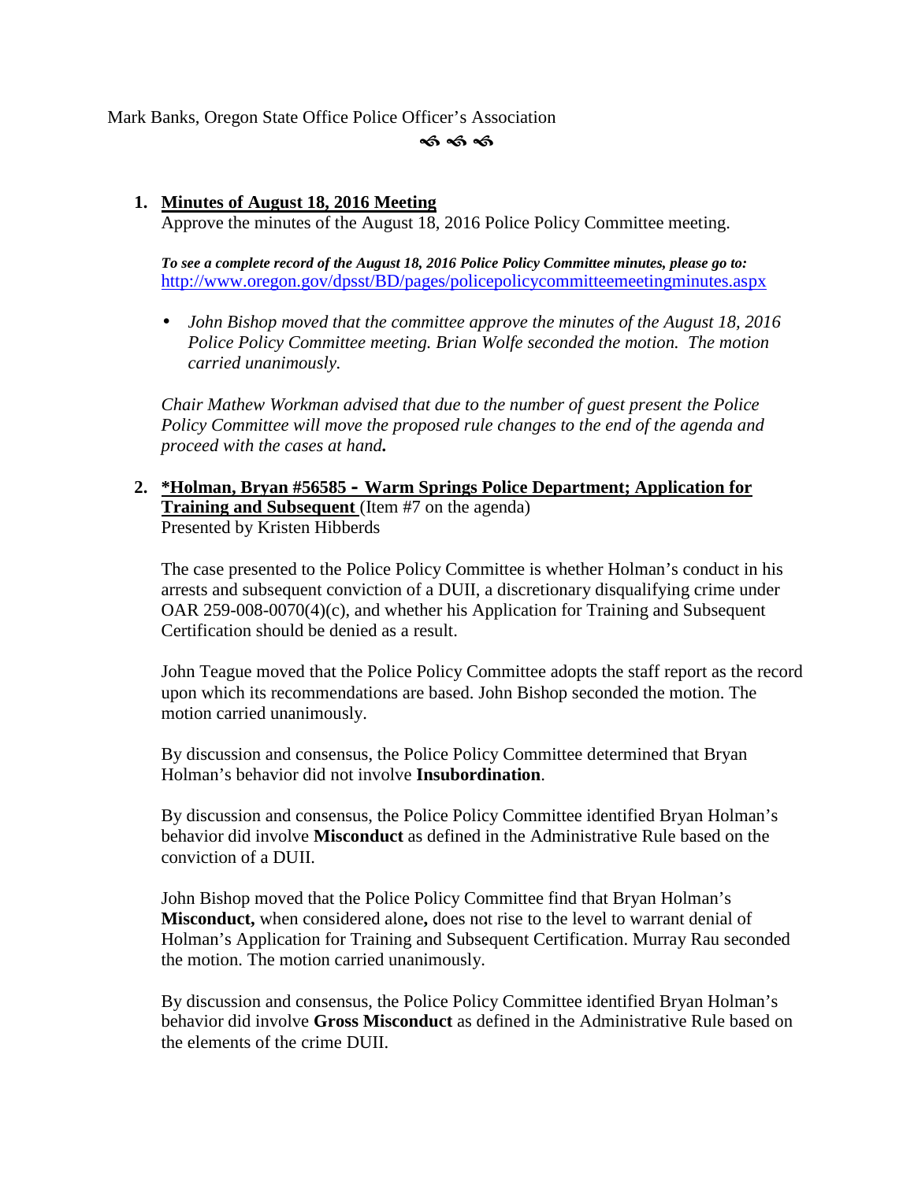Mark Banks, Oregon State Office Police Officer's Association

৯ ৯ ৯

1. **Minutes of August 18, 2016 Meeting**

   Approve the minutes of the August 18, 2016 Police Policy Committee meeting.

   ***To see a complete record of the August 18, 2016 Police Policy Committee minutes, please go to:***
   http://www.oregon.gov/dpsst/BD/pages/policepolicycommitteemeetingminutes.aspx

   - *John Bishop moved that the committee approve the minutes of the August 18, 2016 Police Policy Committee meeting. Brian Wolfe seconded the motion. The motion carried unanimously.*

   *Chair Mathew Workman advised that due to the number of guest present the Police Policy Committee will move the proposed rule changes to the end of the agenda and proceed with the cases at hand.*

2. **\*Holman, Bryan #56585 - Warm Springs Police Department; Application for Training and Subsequent** (Item #7 on the agenda)

   Presented by Kristen Hibberds

   The case presented to the Police Policy Committee is whether Holman's conduct in his arrests and subsequent conviction of a DUII, a discretionary disqualifying crime under OAR 259-008-0070(4)(c), and whether his Application for Training and Subsequent Certification should be denied as a result.

   John Teague moved that the Police Policy Committee adopts the staff report as the record upon which its recommendations are based. John Bishop seconded the motion. The motion carried unanimously.

   By discussion and consensus, the Police Policy Committee determined that Bryan Holman's behavior did not involve **Insubordination**.

   By discussion and consensus, the Police Policy Committee identified Bryan Holman's behavior did involve **Misconduct** as defined in the Administrative Rule based on the conviction of a DUII.

   John Bishop moved that the Police Policy Committee find that Bryan Holman's **Misconduct,** when considered alone**,** does not rise to the level to warrant denial of Holman's Application for Training and Subsequent Certification. Murray Rau seconded the motion. The motion carried unanimously.

   By discussion and consensus, the Police Policy Committee identified Bryan Holman's behavior did involve **Gross Misconduct** as defined in the Administrative Rule based on the elements of the crime DUII.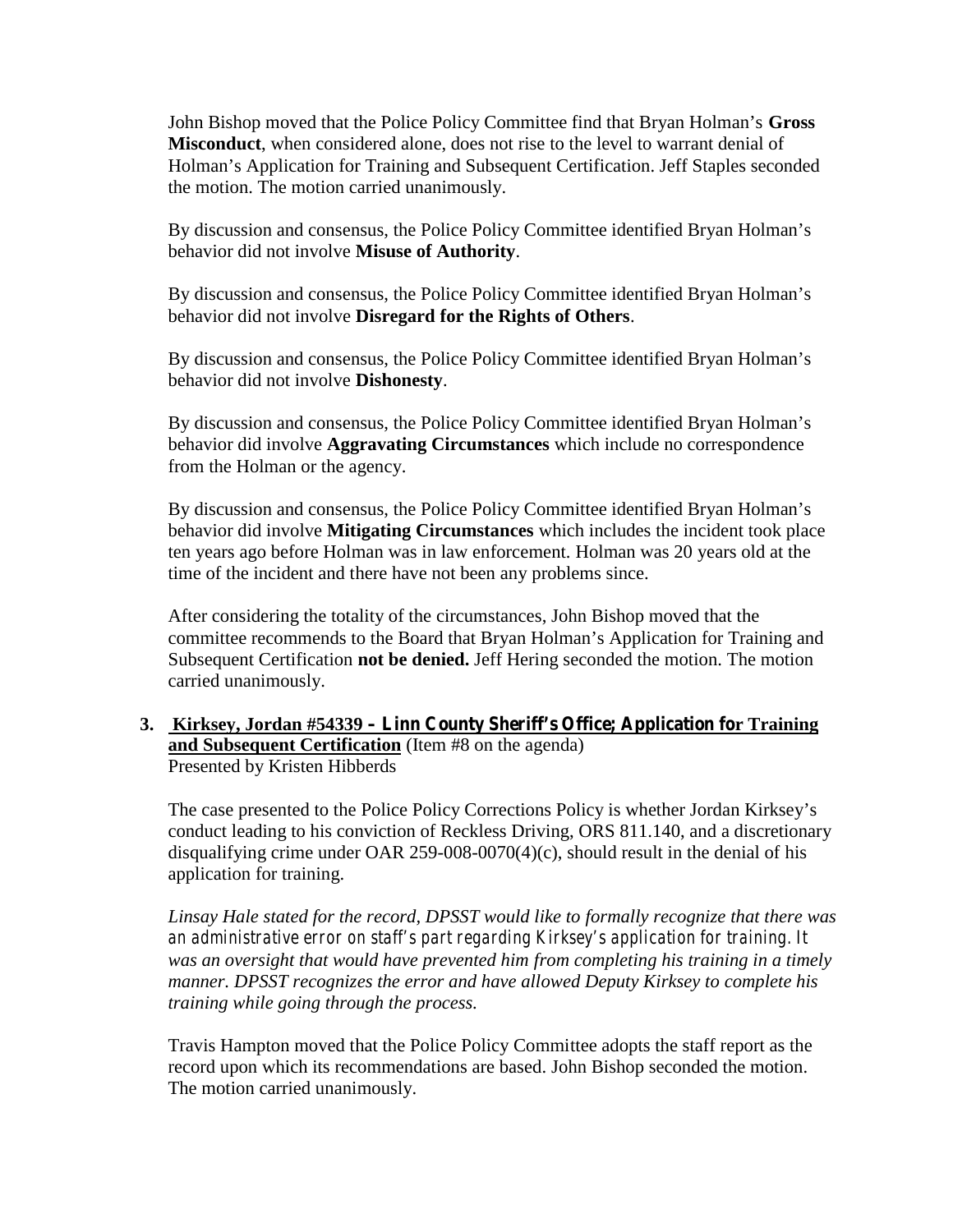John Bishop moved that the Police Policy Committee find that Bryan Holman's **Gross Misconduct**, when considered alone, does not rise to the level to warrant denial of Holman's Application for Training and Subsequent Certification. Jeff Staples seconded the motion. The motion carried unanimously.

By discussion and consensus, the Police Policy Committee identified Bryan Holman's behavior did not involve **Misuse of Authority**.

By discussion and consensus, the Police Policy Committee identified Bryan Holman's behavior did not involve **Disregard for the Rights of Others**.

By discussion and consensus, the Police Policy Committee identified Bryan Holman's behavior did not involve **Dishonesty**.

By discussion and consensus, the Police Policy Committee identified Bryan Holman's behavior did involve **Aggravating Circumstances** which include no correspondence from the Holman or the agency.

By discussion and consensus, the Police Policy Committee identified Bryan Holman's behavior did involve **Mitigating Circumstances** which includes the incident took place ten years ago before Holman was in law enforcement. Holman was 20 years old at the time of the incident and there have not been any problems since.

After considering the totality of the circumstances, John Bishop moved that the committee recommends to the Board that Bryan Holman's Application for Training and Subsequent Certification **not be denied.** Jeff Hering seconded the motion. The motion carried unanimously.

**3. Kirksey, Jordan #54339 – Linn County Sheriff's Office; Application for Training and Subsequent Certification** (Item #8 on the agenda)
Presented by Kristen Hibberds

The case presented to the Police Policy Corrections Policy is whether Jordan Kirksey's conduct leading to his conviction of Reckless Driving, ORS 811.140, and a discretionary disqualifying crime under OAR 259-008-0070(4)(c), should result in the denial of his application for training.

*Linsay Hale stated for the record, DPSST would like to formally recognize that there was an administrative error on staff's part regarding Kirksey's application for training. It was an oversight that would have prevented him from completing his training in a timely manner. DPSST recognizes the error and have allowed Deputy Kirksey to complete his training while going through the process.*

Travis Hampton moved that the Police Policy Committee adopts the staff report as the record upon which its recommendations are based. John Bishop seconded the motion. The motion carried unanimously.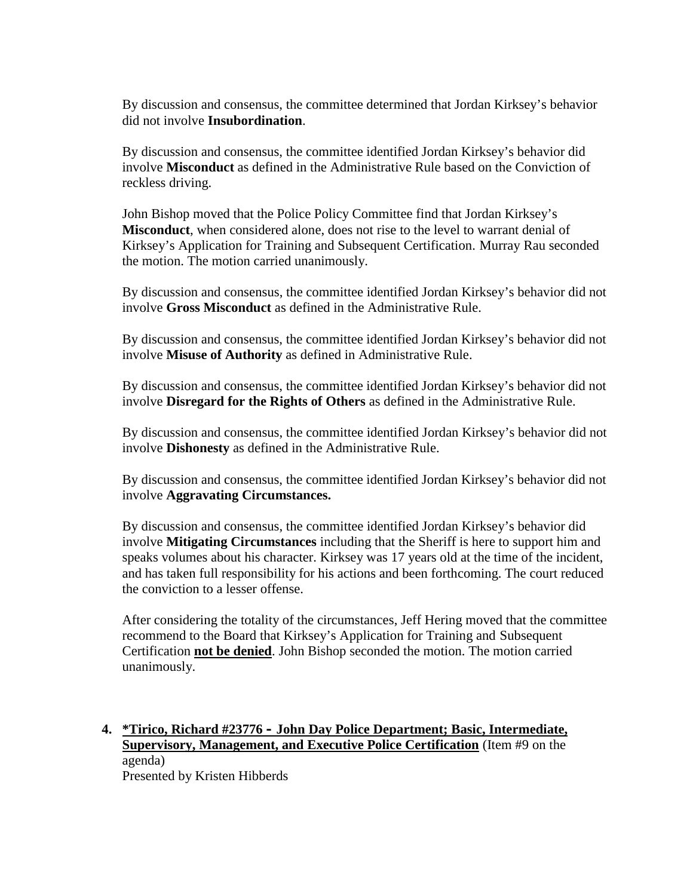By discussion and consensus, the committee determined that Jordan Kirksey's behavior did not involve **Insubordination**.

By discussion and consensus, the committee identified Jordan Kirksey's behavior did involve **Misconduct** as defined in the Administrative Rule based on the Conviction of reckless driving.

John Bishop moved that the Police Policy Committee find that Jordan Kirksey's **Misconduct**, when considered alone, does not rise to the level to warrant denial of Kirksey's Application for Training and Subsequent Certification. Murray Rau seconded the motion. The motion carried unanimously.

By discussion and consensus, the committee identified Jordan Kirksey's behavior did not involve **Gross Misconduct** as defined in the Administrative Rule.

By discussion and consensus, the committee identified Jordan Kirksey's behavior did not involve **Misuse of Authority** as defined in Administrative Rule.

By discussion and consensus, the committee identified Jordan Kirksey's behavior did not involve **Disregard for the Rights of Others** as defined in the Administrative Rule.

By discussion and consensus, the committee identified Jordan Kirksey's behavior did not involve **Dishonesty** as defined in the Administrative Rule.

By discussion and consensus, the committee identified Jordan Kirksey's behavior did not involve **Aggravating Circumstances.**

By discussion and consensus, the committee identified Jordan Kirksey's behavior did involve **Mitigating Circumstances** including that the Sheriff is here to support him and speaks volumes about his character. Kirksey was 17 years old at the time of the incident, and has taken full responsibility for his actions and been forthcoming. The court reduced the conviction to a lesser offense.

After considering the totality of the circumstances, Jeff Hering moved that the committee recommend to the Board that Kirksey's Application for Training and Subsequent Certification **not be denied**. John Bishop seconded the motion. The motion carried unanimously.

4. **\*Tirico, Richard #23776 - John Day Police Department; Basic, Intermediate, Supervisory, Management, and Executive Police Certification** (Item #9 on the agenda)
   Presented by Kristen Hibberds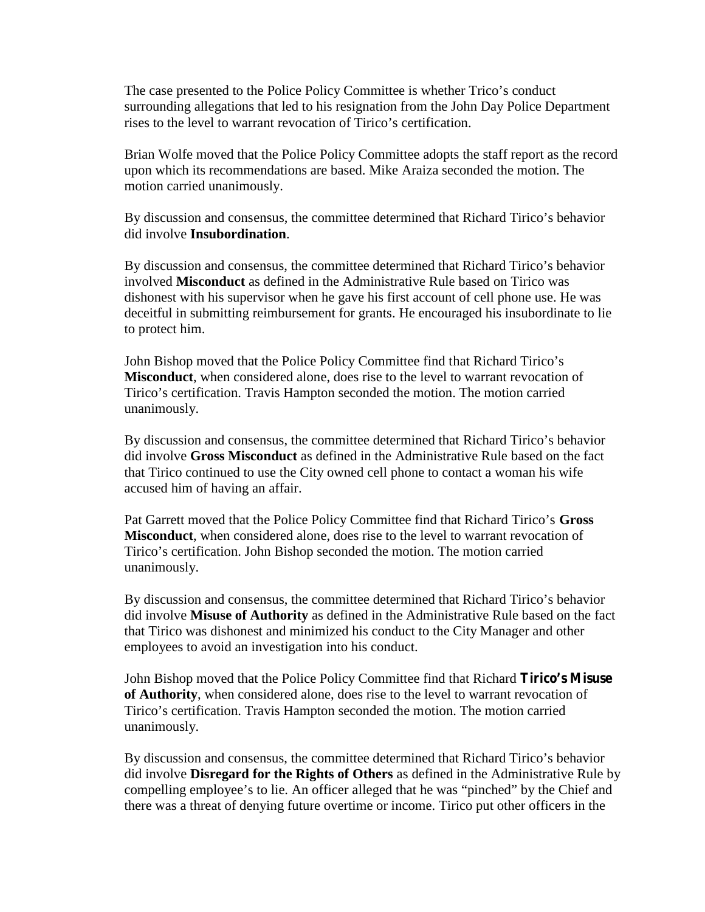The case presented to the Police Policy Committee is whether Trico's conduct surrounding allegations that led to his resignation from the John Day Police Department rises to the level to warrant revocation of Tirico's certification.

Brian Wolfe moved that the Police Policy Committee adopts the staff report as the record upon which its recommendations are based. Mike Araiza seconded the motion. The motion carried unanimously.

By discussion and consensus, the committee determined that Richard Tirico's behavior did involve **Insubordination**.

By discussion and consensus, the committee determined that Richard Tirico's behavior involved **Misconduct** as defined in the Administrative Rule based on Tirico was dishonest with his supervisor when he gave his first account of cell phone use. He was deceitful in submitting reimbursement for grants. He encouraged his insubordinate to lie to protect him.

John Bishop moved that the Police Policy Committee find that Richard Tirico's **Misconduct**, when considered alone, does rise to the level to warrant revocation of Tirico's certification. Travis Hampton seconded the motion. The motion carried unanimously.

By discussion and consensus, the committee determined that Richard Tirico's behavior did involve **Gross Misconduct** as defined in the Administrative Rule based on the fact that Tirico continued to use the City owned cell phone to contact a woman his wife accused him of having an affair.

Pat Garrett moved that the Police Policy Committee find that Richard Tirico's **Gross Misconduct**, when considered alone, does rise to the level to warrant revocation of Tirico's certification. John Bishop seconded the motion. The motion carried unanimously.

By discussion and consensus, the committee determined that Richard Tirico's behavior did involve **Misuse of Authority** as defined in the Administrative Rule based on the fact that Tirico was dishonest and minimized his conduct to the City Manager and other employees to avoid an investigation into his conduct.

John Bishop moved that the Police Policy Committee find that Richard **Tirico's Misuse of Authority**, when considered alone, does rise to the level to warrant revocation of Tirico's certification. Travis Hampton seconded the motion. The motion carried unanimously.

By discussion and consensus, the committee determined that Richard Tirico's behavior did involve **Disregard for the Rights of Others** as defined in the Administrative Rule by compelling employee's to lie. An officer alleged that he was "pinched" by the Chief and there was a threat of denying future overtime or income. Tirico put other officers in the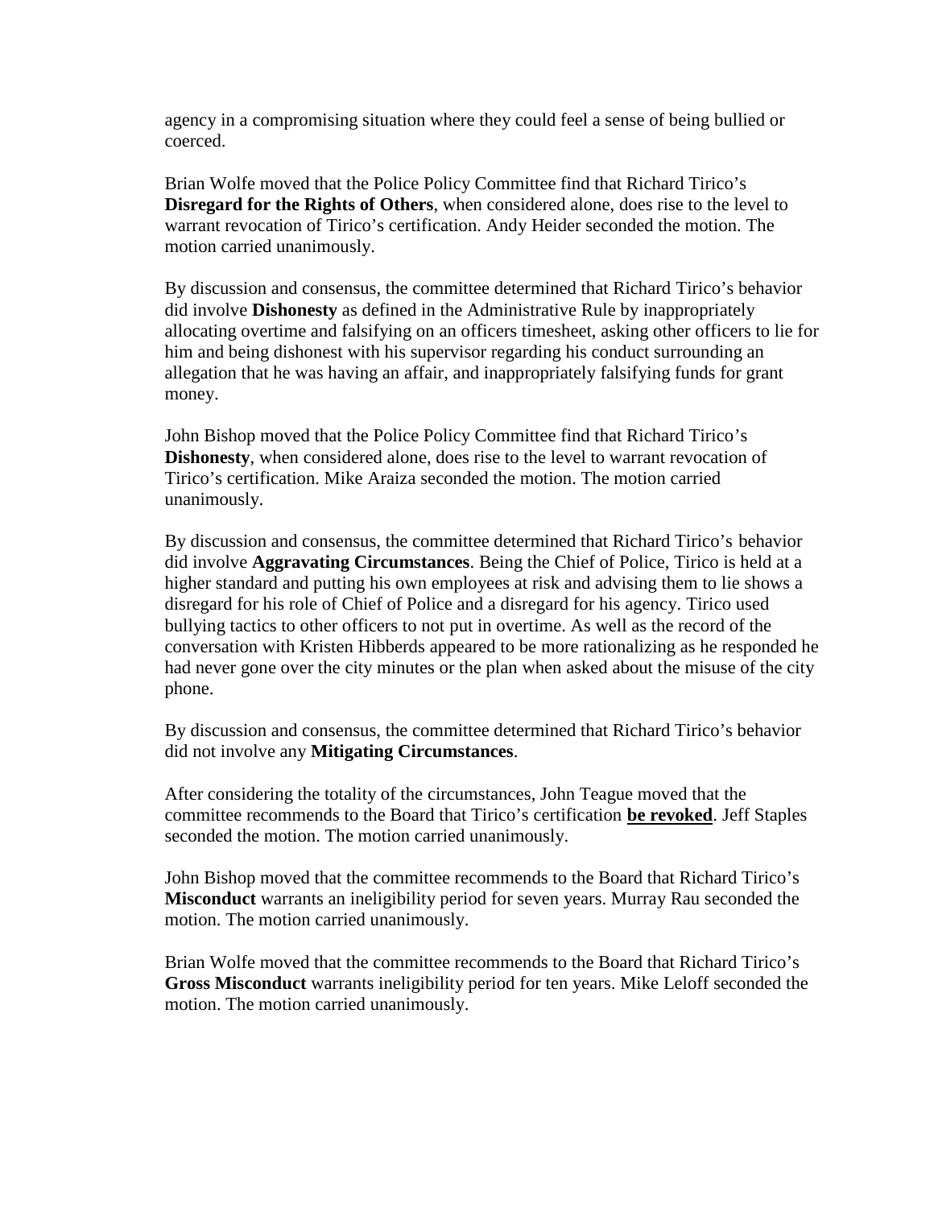agency in a compromising situation where they could feel a sense of being bullied or coerced.

Brian Wolfe moved that the Police Policy Committee find that Richard Tirico's **Disregard for the Rights of Others**, when considered alone, does rise to the level to warrant revocation of Tirico's certification. Andy Heider seconded the motion. The motion carried unanimously.

By discussion and consensus, the committee determined that Richard Tirico's behavior did involve **Dishonesty** as defined in the Administrative Rule by inappropriately allocating overtime and falsifying on an officers timesheet, asking other officers to lie for him and being dishonest with his supervisor regarding his conduct surrounding an allegation that he was having an affair, and inappropriately falsifying funds for grant money.

John Bishop moved that the Police Policy Committee find that Richard Tirico's **Dishonesty**, when considered alone, does rise to the level to warrant revocation of Tirico's certification. Mike Araiza seconded the motion. The motion carried unanimously.

By discussion and consensus, the committee determined that Richard Tirico's behavior did involve **Aggravating Circumstances**. Being the Chief of Police, Tirico is held at a higher standard and putting his own employees at risk and advising them to lie shows a disregard for his role of Chief of Police and a disregard for his agency. Tirico used bullying tactics to other officers to not put in overtime. As well as the record of the conversation with Kristen Hibberds appeared to be more rationalizing as he responded he had never gone over the city minutes or the plan when asked about the misuse of the city phone.

By discussion and consensus, the committee determined that Richard Tirico's behavior did not involve any **Mitigating Circumstances**.

After considering the totality of the circumstances, John Teague moved that the committee recommends to the Board that Tirico's certification <u>**be revoked**</u>. Jeff Staples seconded the motion. The motion carried unanimously.

John Bishop moved that the committee recommends to the Board that Richard Tirico's **Misconduct** warrants an ineligibility period for seven years. Murray Rau seconded the motion. The motion carried unanimously.

Brian Wolfe moved that the committee recommends to the Board that Richard Tirico's **Gross Misconduct** warrants ineligibility period for ten years. Mike Leloff seconded the motion. The motion carried unanimously.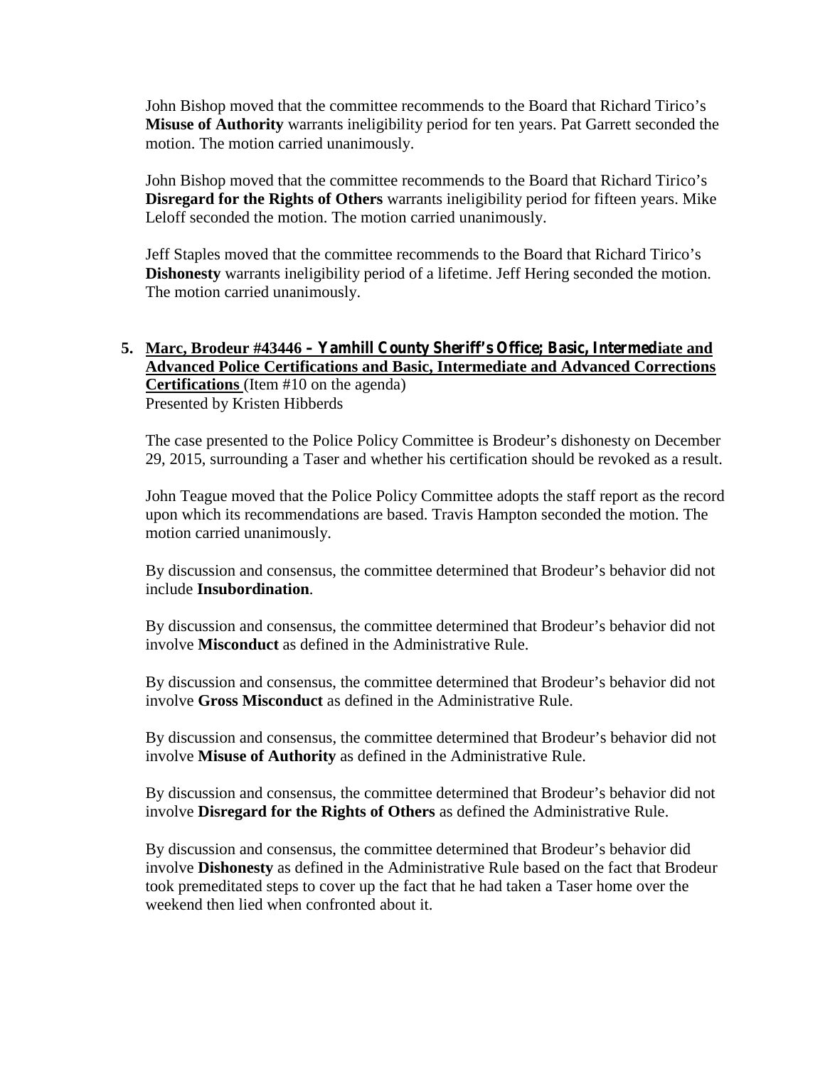John Bishop moved that the committee recommends to the Board that Richard Tirico's **Misuse of Authority** warrants ineligibility period for ten years. Pat Garrett seconded the motion. The motion carried unanimously.

John Bishop moved that the committee recommends to the Board that Richard Tirico's **Disregard for the Rights of Others** warrants ineligibility period for fifteen years. Mike Leloff seconded the motion. The motion carried unanimously.

Jeff Staples moved that the committee recommends to the Board that Richard Tirico's **Dishonesty** warrants ineligibility period of a lifetime. Jeff Hering seconded the motion. The motion carried unanimously.

5. **<u>Marc, Brodeur #43446 – Yamhill County Sheriff's Office; Basic, Intermediate and Advanced Police Certifications and Basic, Intermediate and Advanced Corrections Certifications</u>** (Item #10 on the agenda)
   Presented by Kristen Hibberds

The case presented to the Police Policy Committee is Brodeur's dishonesty on December 29, 2015, surrounding a Taser and whether his certification should be revoked as a result.

John Teague moved that the Police Policy Committee adopts the staff report as the record upon which its recommendations are based. Travis Hampton seconded the motion. The motion carried unanimously.

By discussion and consensus, the committee determined that Brodeur's behavior did not include **Insubordination**.

By discussion and consensus, the committee determined that Brodeur's behavior did not involve **Misconduct** as defined in the Administrative Rule.

By discussion and consensus, the committee determined that Brodeur's behavior did not involve **Gross Misconduct** as defined in the Administrative Rule.

By discussion and consensus, the committee determined that Brodeur's behavior did not involve **Misuse of Authority** as defined in the Administrative Rule.

By discussion and consensus, the committee determined that Brodeur's behavior did not involve **Disregard for the Rights of Others** as defined the Administrative Rule.

By discussion and consensus, the committee determined that Brodeur's behavior did involve **Dishonesty** as defined in the Administrative Rule based on the fact that Brodeur took premeditated steps to cover up the fact that he had taken a Taser home over the weekend then lied when confronted about it.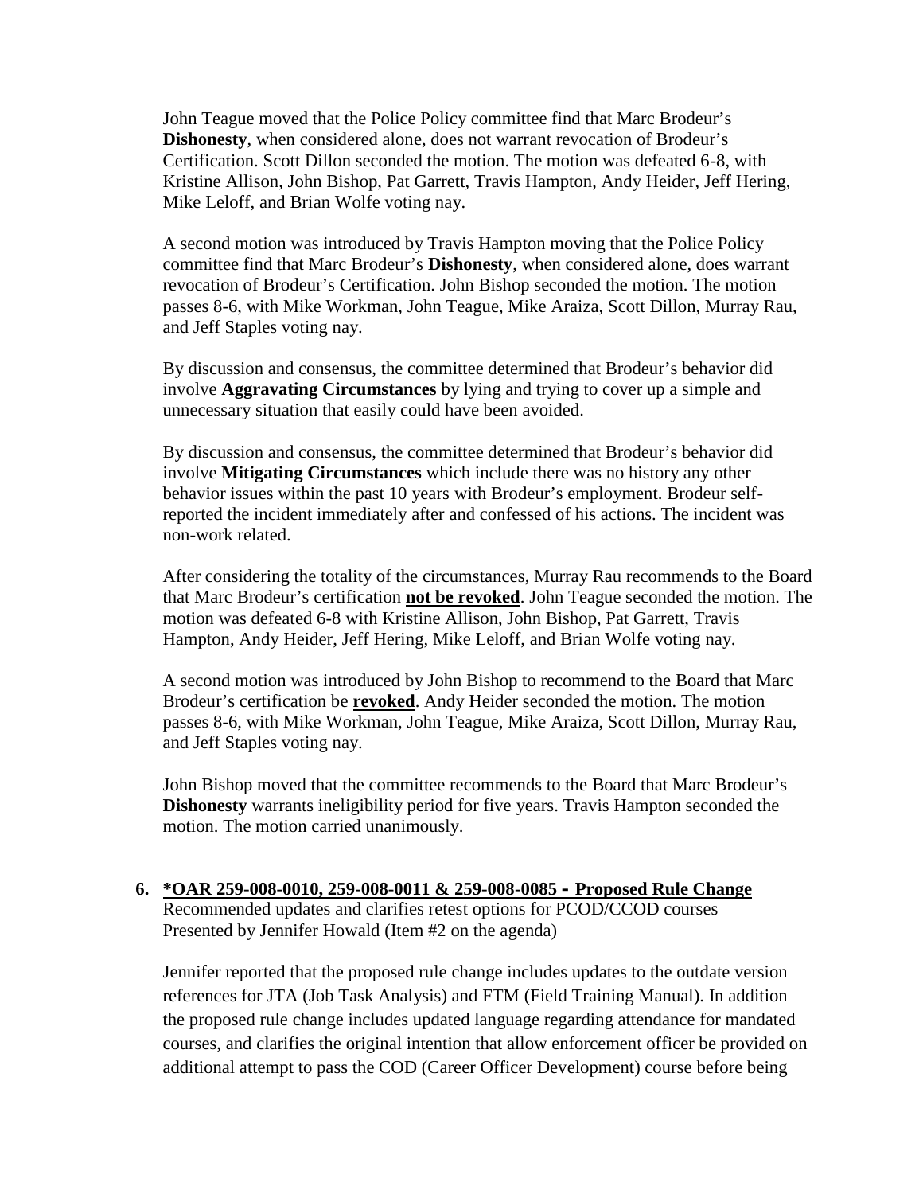John Teague moved that the Police Policy committee find that Marc Brodeur's **Dishonesty**, when considered alone, does not warrant revocation of Brodeur's Certification. Scott Dillon seconded the motion. The motion was defeated 6-8, with Kristine Allison, John Bishop, Pat Garrett, Travis Hampton, Andy Heider, Jeff Hering, Mike Leloff, and Brian Wolfe voting nay.

A second motion was introduced by Travis Hampton moving that the Police Policy committee find that Marc Brodeur's **Dishonesty**, when considered alone, does warrant revocation of Brodeur's Certification. John Bishop seconded the motion. The motion passes 8-6, with Mike Workman, John Teague, Mike Araiza, Scott Dillon, Murray Rau, and Jeff Staples voting nay.

By discussion and consensus, the committee determined that Brodeur's behavior did involve **Aggravating Circumstances** by lying and trying to cover up a simple and unnecessary situation that easily could have been avoided.

By discussion and consensus, the committee determined that Brodeur's behavior did involve **Mitigating Circumstances** which include there was no history any other behavior issues within the past 10 years with Brodeur's employment. Brodeur self-reported the incident immediately after and confessed of his actions. The incident was non-work related.

After considering the totality of the circumstances, Murray Rau recommends to the Board that Marc Brodeur's certification **not be revoked**. John Teague seconded the motion. The motion was defeated 6-8 with Kristine Allison, John Bishop, Pat Garrett, Travis Hampton, Andy Heider, Jeff Hering, Mike Leloff, and Brian Wolfe voting nay.

A second motion was introduced by John Bishop to recommend to the Board that Marc Brodeur's certification be **revoked**. Andy Heider seconded the motion. The motion passes 8-6, with Mike Workman, John Teague, Mike Araiza, Scott Dillon, Murray Rau, and Jeff Staples voting nay.

John Bishop moved that the committee recommends to the Board that Marc Brodeur's **Dishonesty** warrants ineligibility period for five years. Travis Hampton seconded the motion. The motion carried unanimously.

**6. *OAR 259-008-0010, 259-008-0011 & 259-008-0085 - Proposed Rule Change**
Recommended updates and clarifies retest options for PCOD/CCOD courses
Presented by Jennifer Howald (Item #2 on the agenda)

Jennifer reported that the proposed rule change includes updates to the outdate version references for JTA (Job Task Analysis) and FTM (Field Training Manual). In addition the proposed rule change includes updated language regarding attendance for mandated courses, and clarifies the original intention that allow enforcement officer be provided on additional attempt to pass the COD (Career Officer Development) course before being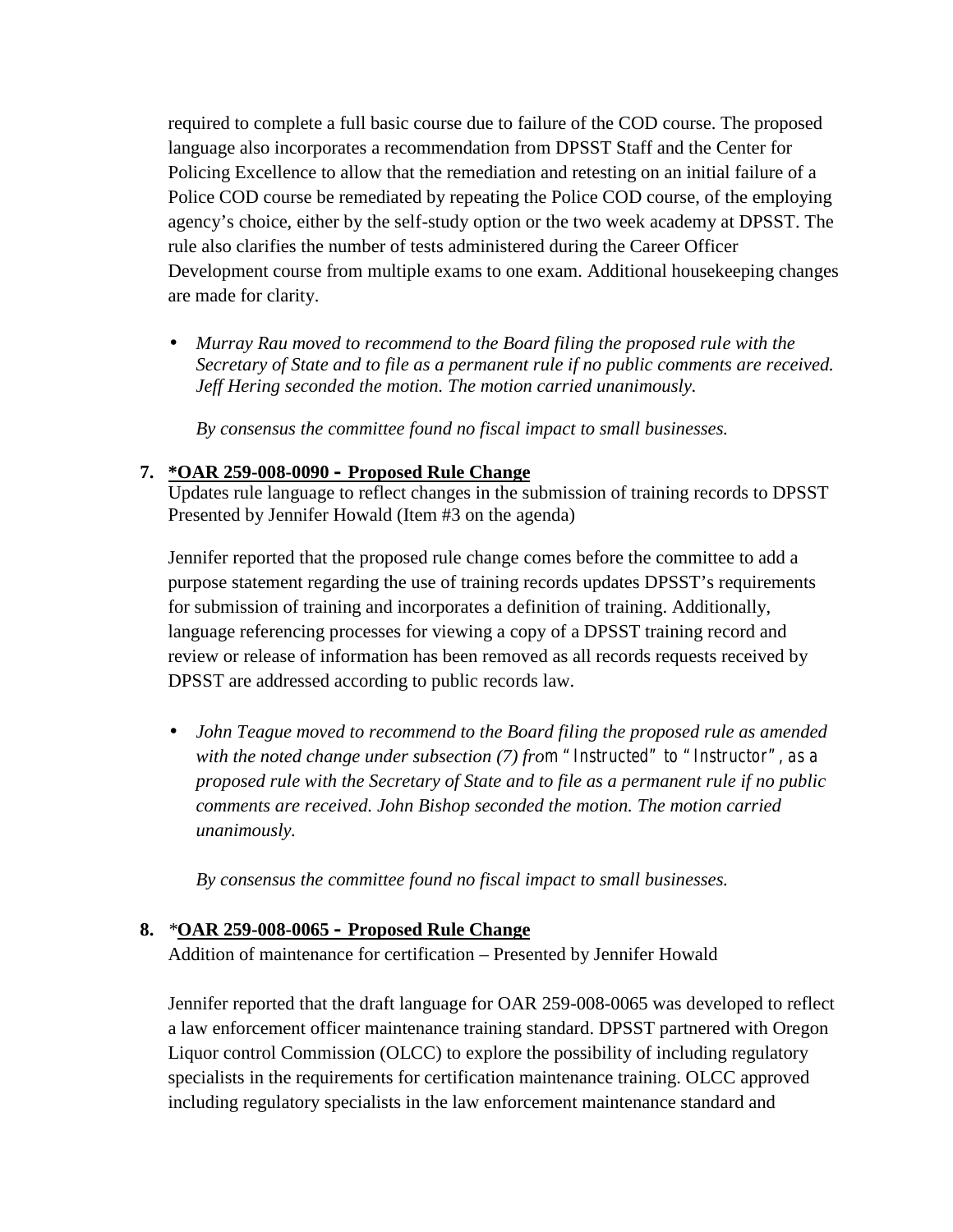required to complete a full basic course due to failure of the COD course. The proposed language also incorporates a recommendation from DPSST Staff and the Center for Policing Excellence to allow that the remediation and retesting on an initial failure of a Police COD course be remediated by repeating the Police COD course, of the employing agency's choice, either by the self-study option or the two week academy at DPSST. The rule also clarifies the number of tests administered during the Career Officer Development course from multiple exams to one exam. Additional housekeeping changes are made for clarity.

- *Murray Rau moved to recommend to the Board filing the proposed rule with the Secretary of State and to file as a permanent rule if no public comments are received. Jeff Hering seconded the motion. The motion carried unanimously.*

  *By consensus the committee found no fiscal impact to small businesses.*

**7. <u>\*OAR 259-008-0090 – Proposed Rule Change</u>**

Updates rule language to reflect changes in the submission of training records to DPSST Presented by Jennifer Howald (Item #3 on the agenda)

Jennifer reported that the proposed rule change comes before the committee to add a purpose statement regarding the use of training records updates DPSST's requirements for submission of training and incorporates a definition of training. Additionally, language referencing processes for viewing a copy of a DPSST training record and review or release of information has been removed as all records requests received by DPSST are addressed according to public records law.

- *John Teague moved to recommend to the Board filing the proposed rule as amended with the noted change under subsection (7) from "Instructed" to "Instructor", as a proposed rule with the Secretary of State and to file as a permanent rule if no public comments are received. John Bishop seconded the motion. The motion carried unanimously.*

  *By consensus the committee found no fiscal impact to small businesses.*

**8. <u>\*OAR 259-008-0065 – Proposed Rule Change</u>**

Addition of maintenance for certification – Presented by Jennifer Howald

Jennifer reported that the draft language for OAR 259-008-0065 was developed to reflect a law enforcement officer maintenance training standard. DPSST partnered with Oregon Liquor control Commission (OLCC) to explore the possibility of including regulatory specialists in the requirements for certification maintenance training. OLCC approved including regulatory specialists in the law enforcement maintenance standard and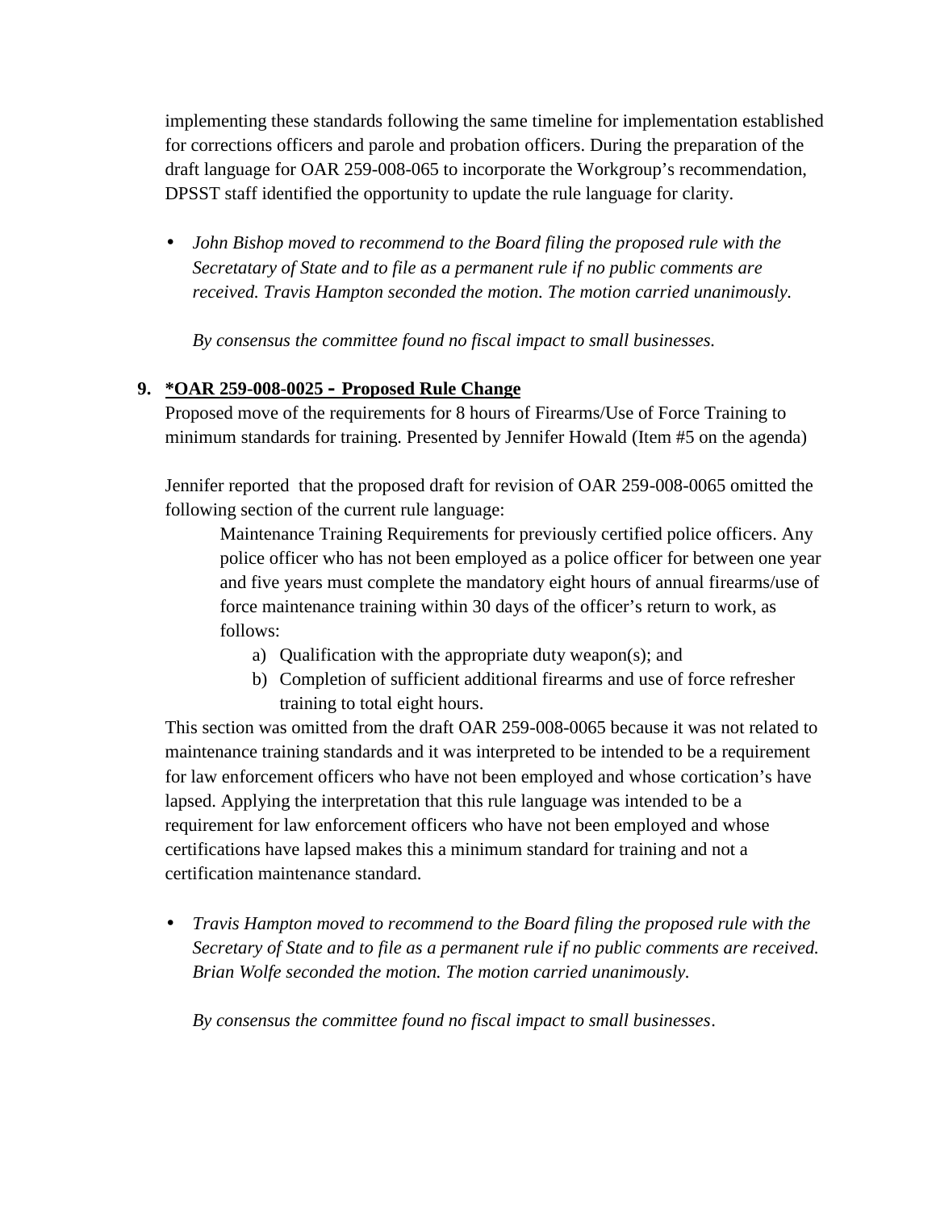implementing these standards following the same timeline for implementation established for corrections officers and parole and probation officers. During the preparation of the draft language for OAR 259-008-065 to incorporate the Workgroup's recommendation, DPSST staff identified the opportunity to update the rule language for clarity.

- *John Bishop moved to recommend to the Board filing the proposed rule with the Secretatary of State and to file as a permanent rule if no public comments are received. Travis Hampton seconded the motion. The motion carried unanimously.*

  *By consensus the committee found no fiscal impact to small businesses.*

9. **\*OAR 259-008-0025 - Proposed Rule Change**

   Proposed move of the requirements for 8 hours of Firearms/Use of Force Training to minimum standards for training. Presented by Jennifer Howald (Item #5 on the agenda)

   Jennifer reported that the proposed draft for revision of OAR 259-008-0065 omitted the following section of the current rule language:

   > Maintenance Training Requirements for previously certified police officers. Any police officer who has not been employed as a police officer for between one year and five years must complete the mandatory eight hours of annual firearms/use of force maintenance training within 30 days of the officer's return to work, as follows:
   >
   > a) Qualification with the appropriate duty weapon(s); and
   > b) Completion of sufficient additional firearms and use of force refresher training to total eight hours.

   This section was omitted from the draft OAR 259-008-0065 because it was not related to maintenance training standards and it was interpreted to be intended to be a requirement for law enforcement officers who have not been employed and whose cortication's have lapsed. Applying the interpretation that this rule language was intended to be a requirement for law enforcement officers who have not been employed and whose certifications have lapsed makes this a minimum standard for training and not a certification maintenance standard.

- *Travis Hampton moved to recommend to the Board filing the proposed rule with the Secretary of State and to file as a permanent rule if no public comments are received. Brian Wolfe seconded the motion. The motion carried unanimously.*

  *By consensus the committee found no fiscal impact to small businesses.*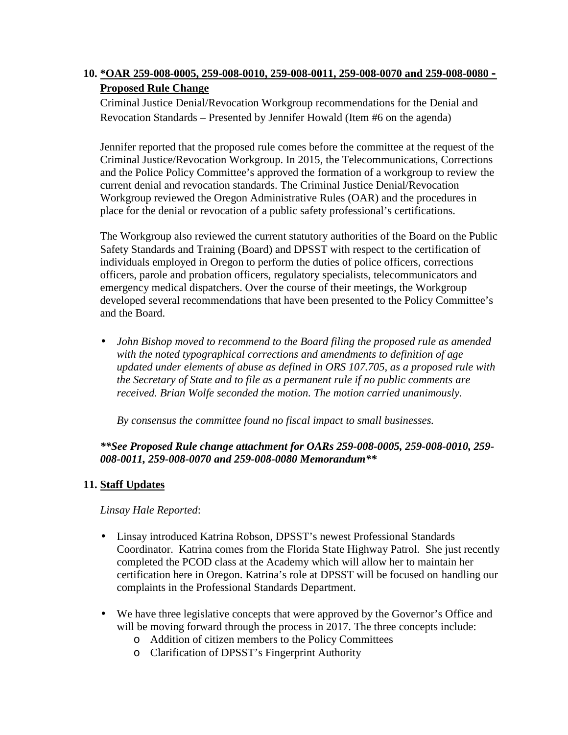**10. <u>*OAR 259-008-0005, 259-008-0010, 259-008-0011, 259-008-0070 and 259-008-0080 - Proposed Rule Change</u>**

Criminal Justice Denial/Revocation Workgroup recommendations for the Denial and Revocation Standards – Presented by Jennifer Howald (Item #6 on the agenda)

Jennifer reported that the proposed rule comes before the committee at the request of the Criminal Justice/Revocation Workgroup. In 2015, the Telecommunications, Corrections and the Police Policy Committee's approved the formation of a workgroup to review the current denial and revocation standards. The Criminal Justice Denial/Revocation Workgroup reviewed the Oregon Administrative Rules (OAR) and the procedures in place for the denial or revocation of a public safety professional's certifications.

The Workgroup also reviewed the current statutory authorities of the Board on the Public Safety Standards and Training (Board) and DPSST with respect to the certification of individuals employed in Oregon to perform the duties of police officers, corrections officers, parole and probation officers, regulatory specialists, telecommunicators and emergency medical dispatchers. Over the course of their meetings, the Workgroup developed several recommendations that have been presented to the Policy Committee's and the Board.

- *John Bishop moved to recommend to the Board filing the proposed rule as amended with the noted typographical corrections and amendments to definition of age updated under elements of abuse as defined in ORS 107.705, as a proposed rule with the Secretary of State and to file as a permanent rule if no public comments are received. Brian Wolfe seconded the motion. The motion carried unanimously.*

  *By consensus the committee found no fiscal impact to small businesses.*

***\*\*See Proposed Rule change attachment for OARs 259-008-0005, 259-008-0010, 259-008-0011, 259-008-0070 and 259-008-0080 Memorandum\*\****

**11. <u>Staff Updates</u>**

*Linsay Hale Reported*:

- Linsay introduced Katrina Robson, DPSST's newest Professional Standards Coordinator. Katrina comes from the Florida State Highway Patrol. She just recently completed the PCOD class at the Academy which will allow her to maintain her certification here in Oregon. Katrina's role at DPSST will be focused on handling our complaints in the Professional Standards Department.

- We have three legislative concepts that were approved by the Governor's Office and will be moving forward through the process in 2017. The three concepts include:
  - Addition of citizen members to the Policy Committees
  - Clarification of DPSST's Fingerprint Authority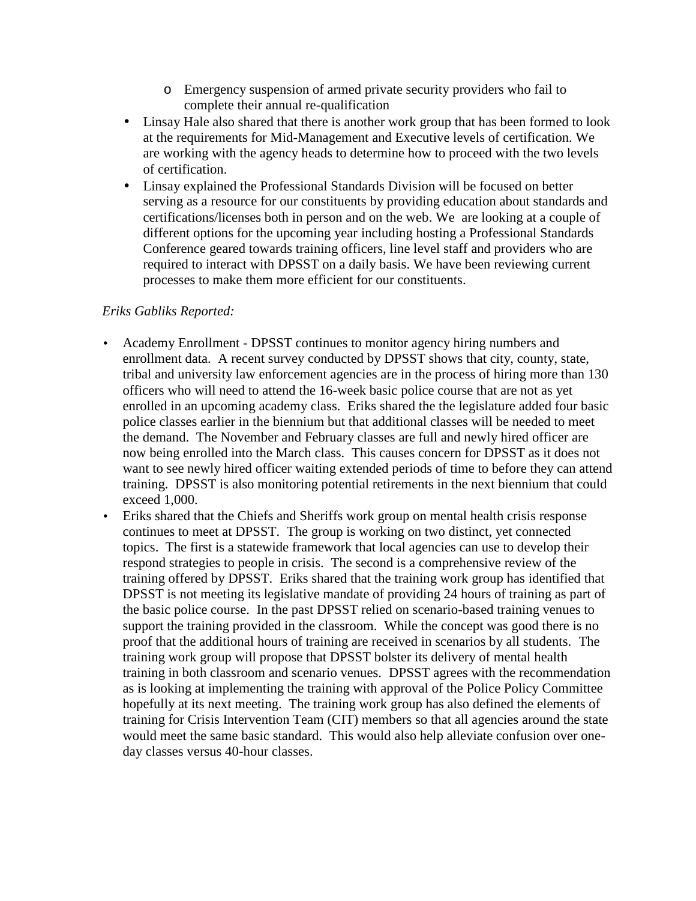- Emergency suspension of armed private security providers who fail to complete their annual re-qualification

- Linsay Hale also shared that there is another work group that has been formed to look at the requirements for Mid-Management and Executive levels of certification. We are working with the agency heads to determine how to proceed with the two levels of certification.
- Linsay explained the Professional Standards Division will be focused on better serving as a resource for our constituents by providing education about standards and certifications/licenses both in person and on the web. We are looking at a couple of different options for the upcoming year including hosting a Professional Standards Conference geared towards training officers, line level staff and providers who are required to interact with DPSST on a daily basis. We have been reviewing current processes to make them more efficient for our constituents.

*Eriks Gabliks Reported:*

- Academy Enrollment - DPSST continues to monitor agency hiring numbers and enrollment data. A recent survey conducted by DPSST shows that city, county, state, tribal and university law enforcement agencies are in the process of hiring more than 130 officers who will need to attend the 16-week basic police course that are not as yet enrolled in an upcoming academy class. Eriks shared the the legislature added four basic police classes earlier in the biennium but that additional classes will be needed to meet the demand. The November and February classes are full and newly hired officer are now being enrolled into the March class. This causes concern for DPSST as it does not want to see newly hired officer waiting extended periods of time to before they can attend training. DPSST is also monitoring potential retirements in the next biennium that could exceed 1,000.
- Eriks shared that the Chiefs and Sheriffs work group on mental health crisis response continues to meet at DPSST. The group is working on two distinct, yet connected topics. The first is a statewide framework that local agencies can use to develop their respond strategies to people in crisis. The second is a comprehensive review of the training offered by DPSST. Eriks shared that the training work group has identified that DPSST is not meeting its legislative mandate of providing 24 hours of training as part of the basic police course. In the past DPSST relied on scenario-based training venues to support the training provided in the classroom. While the concept was good there is no proof that the additional hours of training are received in scenarios by all students. The training work group will propose that DPSST bolster its delivery of mental health training in both classroom and scenario venues. DPSST agrees with the recommendation as is looking at implementing the training with approval of the Police Policy Committee hopefully at its next meeting. The training work group has also defined the elements of training for Crisis Intervention Team (CIT) members so that all agencies around the state would meet the same basic standard. This would also help alleviate confusion over one-day classes versus 40-hour classes.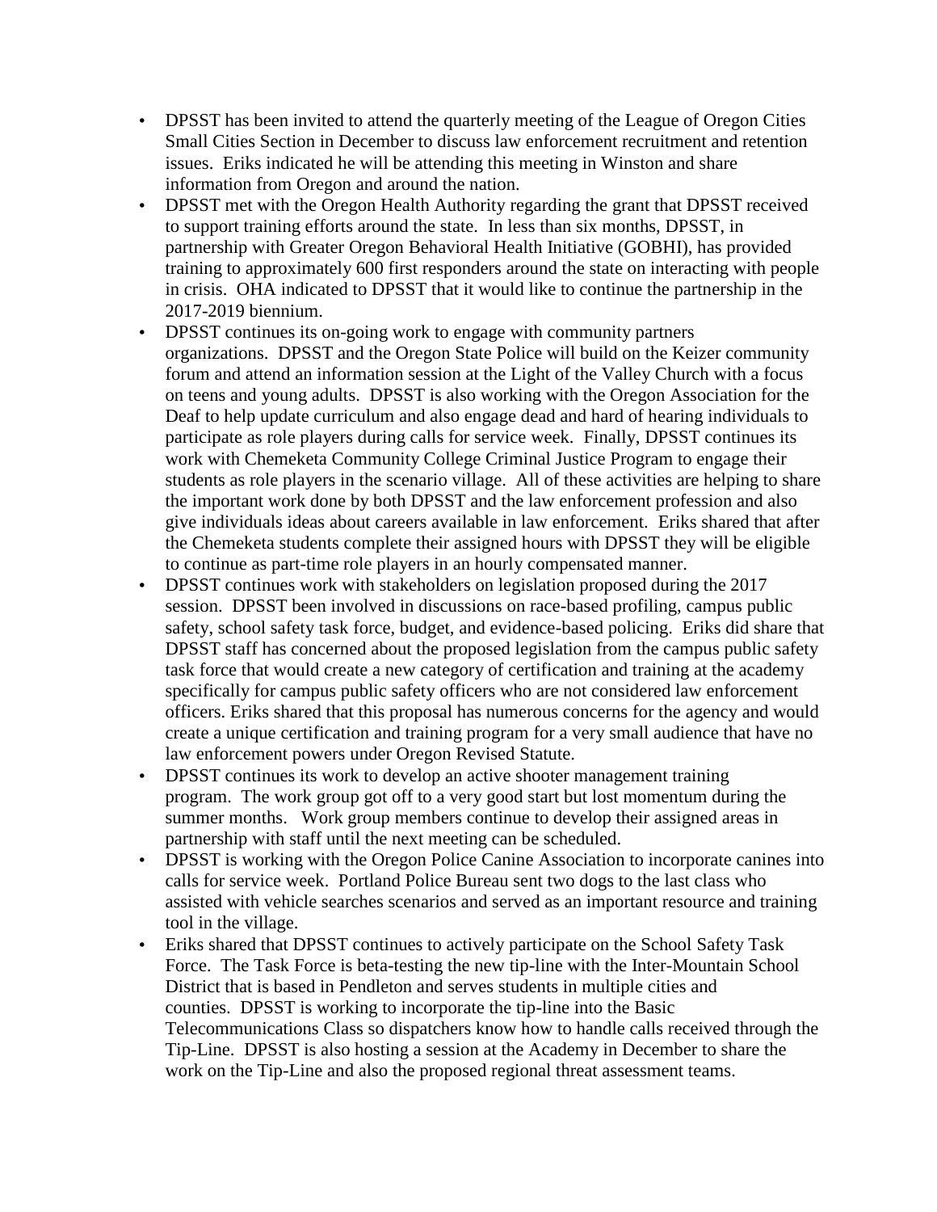- DPSST has been invited to attend the quarterly meeting of the League of Oregon Cities Small Cities Section in December to discuss law enforcement recruitment and retention issues. Eriks indicated he will be attending this meeting in Winston and share information from Oregon and around the nation.
- DPSST met with the Oregon Health Authority regarding the grant that DPSST received to support training efforts around the state. In less than six months, DPSST, in partnership with Greater Oregon Behavioral Health Initiative (GOBHI), has provided training to approximately 600 first responders around the state on interacting with people in crisis. OHA indicated to DPSST that it would like to continue the partnership in the 2017-2019 biennium.
- DPSST continues its on-going work to engage with community partners organizations. DPSST and the Oregon State Police will build on the Keizer community forum and attend an information session at the Light of the Valley Church with a focus on teens and young adults. DPSST is also working with the Oregon Association for the Deaf to help update curriculum and also engage dead and hard of hearing individuals to participate as role players during calls for service week. Finally, DPSST continues its work with Chemeketa Community College Criminal Justice Program to engage their students as role players in the scenario village. All of these activities are helping to share the important work done by both DPSST and the law enforcement profession and also give individuals ideas about careers available in law enforcement. Eriks shared that after the Chemeketa students complete their assigned hours with DPSST they will be eligible to continue as part-time role players in an hourly compensated manner.
- DPSST continues work with stakeholders on legislation proposed during the 2017 session. DPSST been involved in discussions on race-based profiling, campus public safety, school safety task force, budget, and evidence-based policing. Eriks did share that DPSST staff has concerned about the proposed legislation from the campus public safety task force that would create a new category of certification and training at the academy specifically for campus public safety officers who are not considered law enforcement officers. Eriks shared that this proposal has numerous concerns for the agency and would create a unique certification and training program for a very small audience that have no law enforcement powers under Oregon Revised Statute.
- DPSST continues its work to develop an active shooter management training program. The work group got off to a very good start but lost momentum during the summer months. Work group members continue to develop their assigned areas in partnership with staff until the next meeting can be scheduled.
- DPSST is working with the Oregon Police Canine Association to incorporate canines into calls for service week. Portland Police Bureau sent two dogs to the last class who assisted with vehicle searches scenarios and served as an important resource and training tool in the village.
- Eriks shared that DPSST continues to actively participate on the School Safety Task Force. The Task Force is beta-testing the new tip-line with the Inter-Mountain School District that is based in Pendleton and serves students in multiple cities and counties. DPSST is working to incorporate the tip-line into the Basic Telecommunications Class so dispatchers know how to handle calls received through the Tip-Line. DPSST is also hosting a session at the Academy in December to share the work on the Tip-Line and also the proposed regional threat assessment teams.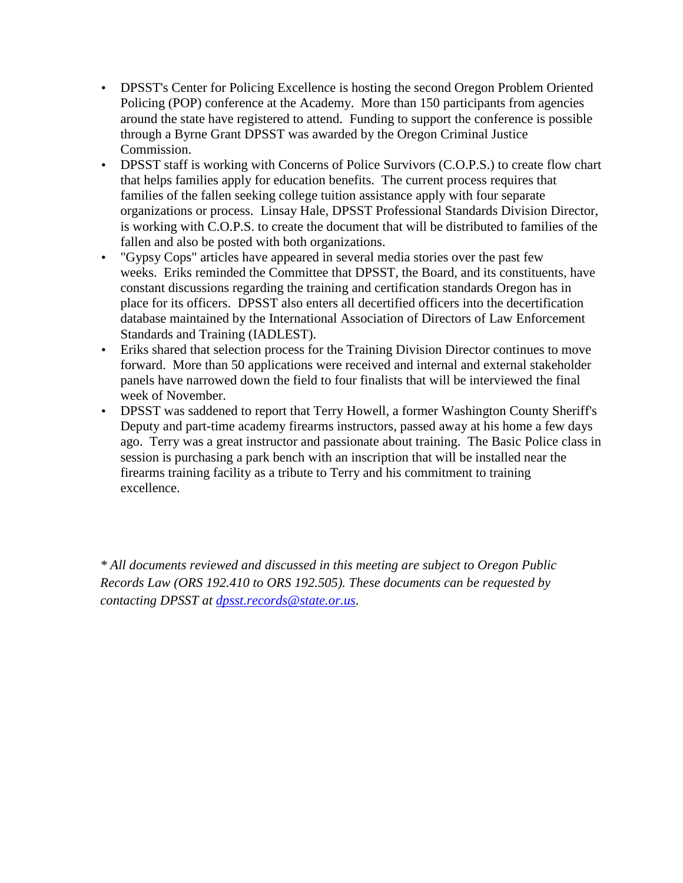- DPSST's Center for Policing Excellence is hosting the second Oregon Problem Oriented Policing (POP) conference at the Academy. More than 150 participants from agencies around the state have registered to attend. Funding to support the conference is possible through a Byrne Grant DPSST was awarded by the Oregon Criminal Justice Commission.
- DPSST staff is working with Concerns of Police Survivors (C.O.P.S.) to create flow chart that helps families apply for education benefits. The current process requires that families of the fallen seeking college tuition assistance apply with four separate organizations or process. Linsay Hale, DPSST Professional Standards Division Director, is working with C.O.P.S. to create the document that will be distributed to families of the fallen and also be posted with both organizations.
- "Gypsy Cops" articles have appeared in several media stories over the past few weeks. Eriks reminded the Committee that DPSST, the Board, and its constituents, have constant discussions regarding the training and certification standards Oregon has in place for its officers. DPSST also enters all decertified officers into the decertification database maintained by the International Association of Directors of Law Enforcement Standards and Training (IADLEST).
- Eriks shared that selection process for the Training Division Director continues to move forward. More than 50 applications were received and internal and external stakeholder panels have narrowed down the field to four finalists that will be interviewed the final week of November.
- DPSST was saddened to report that Terry Howell, a former Washington County Sheriff's Deputy and part-time academy firearms instructors, passed away at his home a few days ago. Terry was a great instructor and passionate about training. The Basic Police class in session is purchasing a park bench with an inscription that will be installed near the firearms training facility as a tribute to Terry and his commitment to training excellence.

*\* All documents reviewed and discussed in this meeting are subject to Oregon Public Records Law (ORS 192.410 to ORS 192.505). These documents can be requested by contacting DPSST at [dpsst.records@state.or.us](mailto:dpsst.records@state.or.us).*